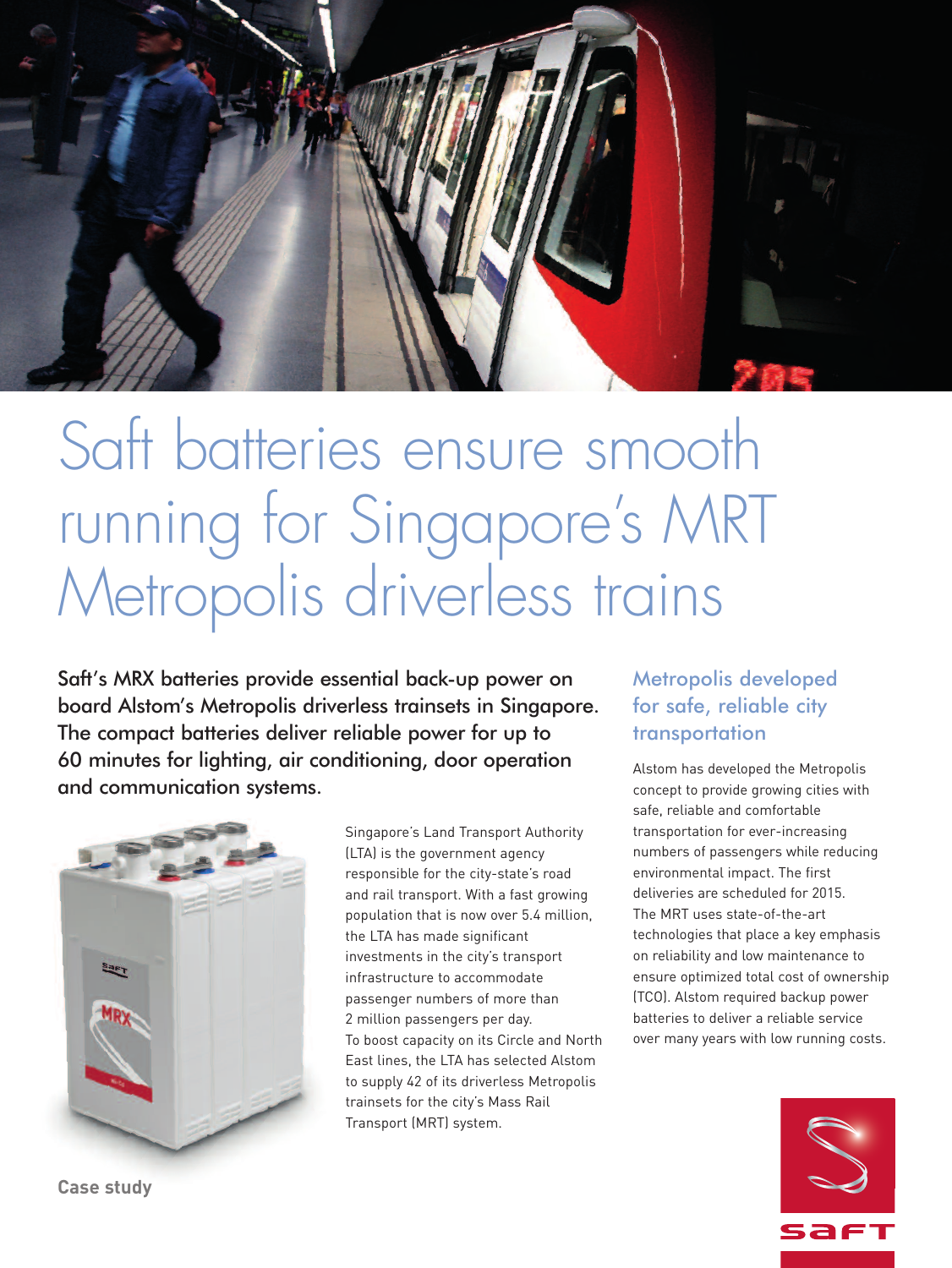# Saft batteries ensure smooth running for Singapore's MRT Metropolis driverless trains

**Saft's MRX batteries provide essential back-up power on board Alstom's Metropolis driverless trainsets in Singapore. The compact batteries deliver reliable power for up to 60 minutes for lighting, air conditioning, door operation and communication systems.**

Singapore's Land Transport Authority (LTA) is the government agency responsible for the city-state's road and rail transport. With a fast growing population that is now over 5.4 million, the LTA has made significant investments in the city's transport infrastructure to accommodate passenger numbers of more than 2 million passengers per day.

To boost capacity on its Circle and North East lines, the LTA has selected Alstom to supply 42 of its driverless Metropolis trainsets for the city's Mass Rail Transport (MRT) system.

## Metropolis developed for safe, reliable city transportation

Alstom has developed the Metropolis concept to provide growing cities with safe, reliable and comfortable transportation for ever-increasing numbers of passengers while reducing environmental impact. The first deliveries are scheduled for 2015.

The MRT uses state-of-the-art technologies that place a key emphasis on reliability and low maintenance to ensure optimized total cost of ownership (TCO). Alstom required backup power batteries to deliver a reliable service over many years with low running costs.

Case study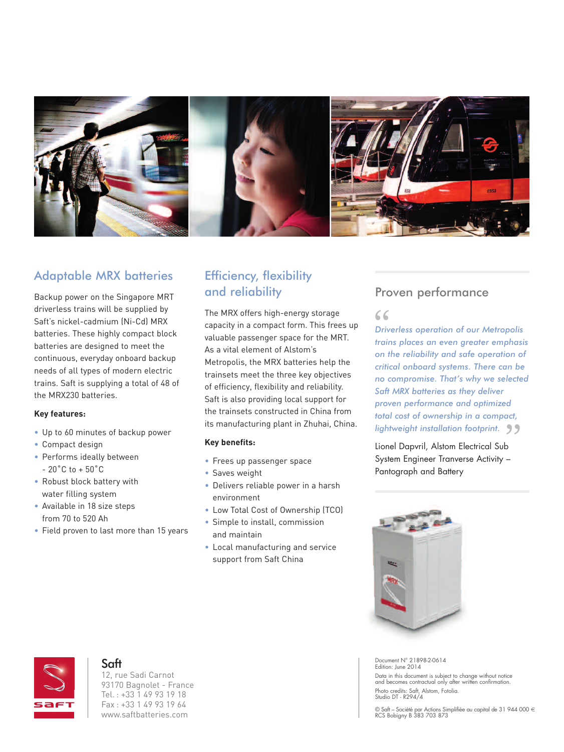## Adaptable MRX batteries

Backup power on the Singapore MRT driverless trains will be supplied by Saft's nickel-cadmium (Ni-Cd) MRX batteries. These highly compact block batteries are designed to meet the continuous, everyday onboard backup needs of all types of modern electric trains. Saft is supplying a total of 48 of the MRX230 batteries.

**Key features:**

- Up to 60 minutes of backup power
- Compact design
- Performs ideally between - 20°C to + 50°C
- Robust block battery with water filling system
- Available in 18 size steps from 70 to 520 Ah
- Field proven to last more than 15 years

## Efficiency, flexibility and reliability

The MRX offers high-energy storage capacity in a compact form. This frees up valuable passenger space for the MRT. As a vital element of Alstom's Metropolis, the MRX batteries help the trainsets meet the three key objectives of efficiency, flexibility and reliability. Saft is also providing local support for the trainsets constructed in China from its manufacturing plant in Zhuhai, China.

**Key benefits:**

- Frees up passenger space
- Saves weight
- Delivers reliable power in a harsh environment
- Low Total Cost of Ownership (TCO)
- Simple to install, commission and maintain
- Local manufacturing and service support from Saft China

## Proven performance

“*Driverless operation of our Metropolis trains places an even greater emphasis on the reliability and safe operation of critical onboard systems. There can be no compromise. That's why we selected Saft MRX batteries as they deliver proven performance and optimized total cost of ownership in a compact, lightweight installation footprint.*”

Lionel Dapvril, Alstom Electrical Sub System Engineer Tranverse Activity – Pantograph and Battery

Saft
12, rue Sadi Carnot
93170 Bagnolet - France
Tel. : +33 1 49 93 19 18
Fax : +33 1 49 93 19 64
www.saftbatteries.com

Document N° 21898-2-0614
Edition: June 2014
Data in this document is subject to change without notice and becomes contractual only after written confirmation.
Photo credits: Saft, Alstom, Fotolia.
Studio DT - R294/4

© Saft – Société par Actions Simplifiée au capital de 31 944 000 €
RCS Bobigny B 383 703 873